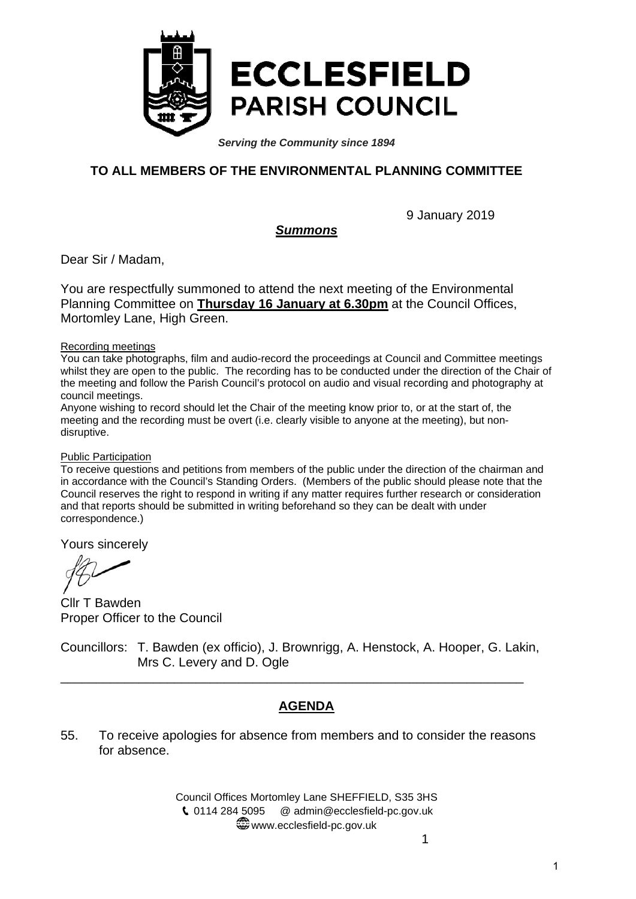# ECCLESFIELD PARISH COUNCIL

***Serving the Community since 1894***

**TO ALL MEMBERS OF THE ENVIRONMENTAL PLANNING COMMITTEE**

9 January 2019

***Summons***

Dear Sir / Madam,

You are respectfully summoned to attend the next meeting of the Environmental Planning Committee on **Thursday 16 January at 6.30pm** at the Council Offices, Mortomley Lane, High Green.

Recording meetings

You can take photographs, film and audio-record the proceedings at Council and Committee meetings whilst they are open to the public. The recording has to be conducted under the direction of the Chair of the meeting and follow the Parish Council's protocol on audio and visual recording and photography at council meetings.

Anyone wishing to record should let the Chair of the meeting know prior to, or at the start of, the meeting and the recording must be overt (i.e. clearly visible to anyone at the meeting), but non-disruptive.

Public Participation

To receive questions and petitions from members of the public under the direction of the chairman and in accordance with the Council's Standing Orders. (Members of the public should please note that the Council reserves the right to respond in writing if any matter requires further research or consideration and that reports should be submitted in writing beforehand so they can be dealt with under correspondence.)

Yours sincerely

Cllr T Bawden
Proper Officer to the Council

Councillors: T. Bawden (ex officio), J. Brownrigg, A. Henstock, A. Hooper, G. Lakin, Mrs C. Levery and D. Ogle

---

## AGENDA

55. To receive apologies for absence from members and to consider the reasons for absence.

Council Offices Mortomley Lane SHEFFIELD, S35 3HS
0114 284 5095 @ admin@ecclesfield-pc.gov.uk
www.ecclesfield-pc.gov.uk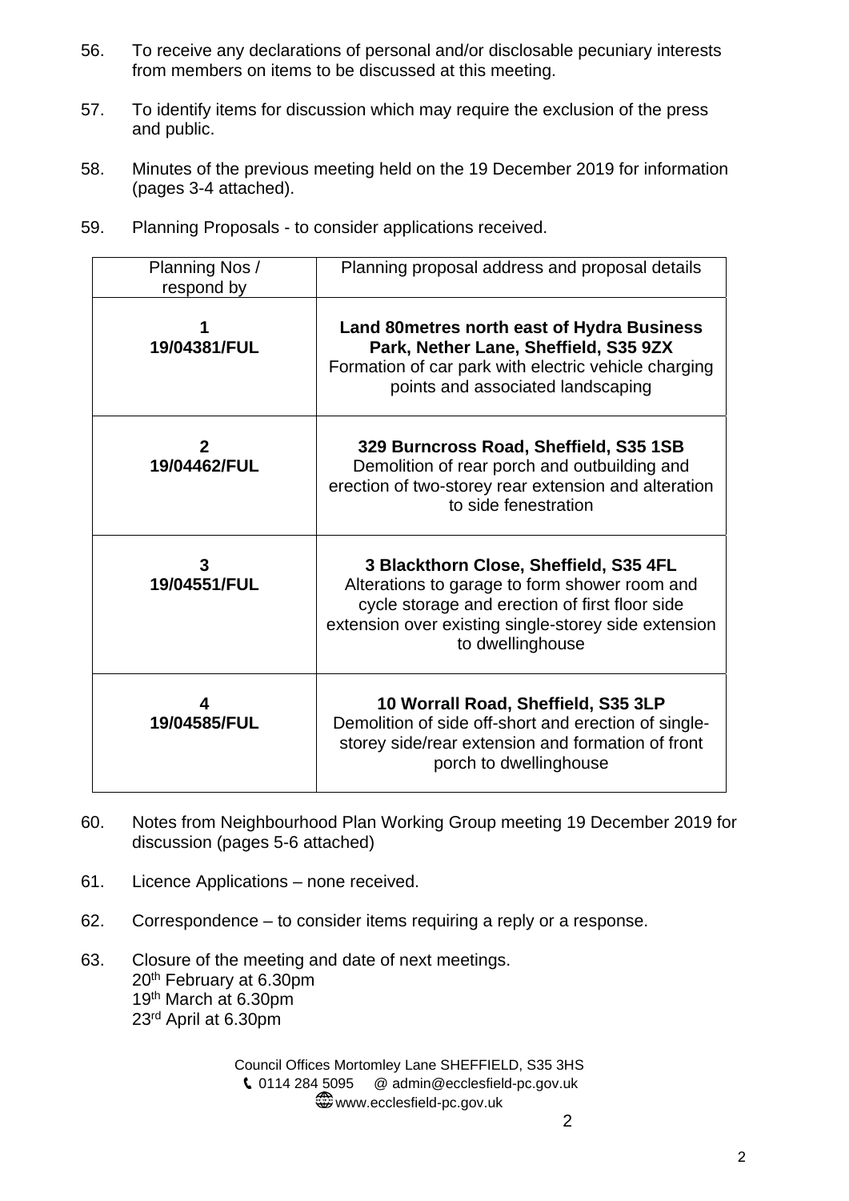56. To receive any declarations of personal and/or disclosable pecuniary interests from members on items to be discussed at this meeting.

57. To identify items for discussion which may require the exclusion of the press and public.

58. Minutes of the previous meeting held on the 19 December 2019 for information (pages 3-4 attached).

59. Planning Proposals - to consider applications received.

| Planning Nos / respond by | Planning proposal address and proposal details |
|---|---|
| **1** **19/04381/FUL** | **Land 80metres north east of Hydra Business Park, Nether Lane, Sheffield, S35 9ZX** Formation of car park with electric vehicle charging points and associated landscaping |
| **2** **19/04462/FUL** | **329 Burncross Road, Sheffield, S35 1SB** Demolition of rear porch and outbuilding and erection of two-storey rear extension and alteration to side fenestration |
| **3** **19/04551/FUL** | **3 Blackthorn Close, Sheffield, S35 4FL** Alterations to garage to form shower room and cycle storage and erection of first floor side extension over existing single-storey side extension to dwellinghouse |
| **4** **19/04585/FUL** | **10 Worrall Road, Sheffield, S35 3LP** Demolition of side off-short and erection of single-storey side/rear extension and formation of front porch to dwellinghouse |

60. Notes from Neighbourhood Plan Working Group meeting 19 December 2019 for discussion (pages 5-6 attached)

61. Licence Applications – none received.

62. Correspondence – to consider items requiring a reply or a response.

63. Closure of the meeting and date of next meetings.
    20th February at 6.30pm
    19th March at 6.30pm
    23rd April at 6.30pm

Council Offices Mortomley Lane SHEFFIELD, S35 3HS
0114 284 5095 @ admin@ecclesfield-pc.gov.uk
www.ecclesfield-pc.gov.uk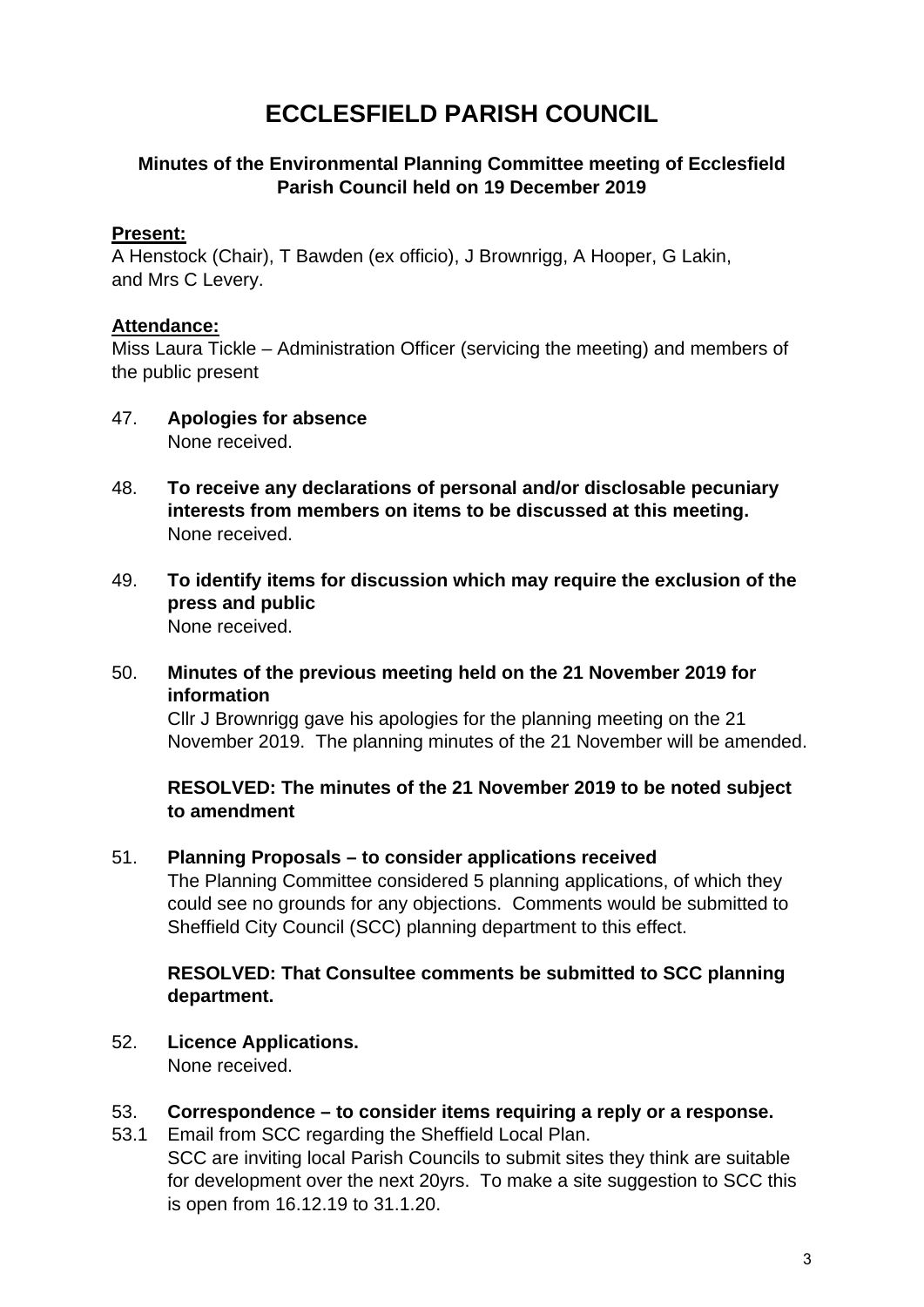# ECCLESFIELD PARISH COUNCIL

**Minutes of the Environmental Planning Committee meeting of Ecclesfield Parish Council held on 19 December 2019**

**Present:**
A Henstock (Chair), T Bawden (ex officio), J Brownrigg, A Hooper, G Lakin, and Mrs C Levery.

**Attendance:**
Miss Laura Tickle – Administration Officer (servicing the meeting) and members of the public present

47. **Apologies for absence**
    None received.

48. **To receive any declarations of personal and/or disclosable pecuniary interests from members on items to be discussed at this meeting.**
    None received.

49. **To identify items for discussion which may require the exclusion of the press and public**
    None received.

50. **Minutes of the previous meeting held on the 21 November 2019 for information**
    Cllr J Brownrigg gave his apologies for the planning meeting on the 21 November 2019. The planning minutes of the 21 November will be amended.

    **RESOLVED: The minutes of the 21 November 2019 to be noted subject to amendment**

51. **Planning Proposals – to consider applications received**
    The Planning Committee considered 5 planning applications, of which they could see no grounds for any objections. Comments would be submitted to Sheffield City Council (SCC) planning department to this effect.

    **RESOLVED: That Consultee comments be submitted to SCC planning department.**

52. **Licence Applications.**
    None received.

53. **Correspondence – to consider items requiring a reply or a response.**

53.1 Email from SCC regarding the Sheffield Local Plan.
    SCC are inviting local Parish Councils to submit sites they think are suitable for development over the next 20yrs. To make a site suggestion to SCC this is open from 16.12.19 to 31.1.20.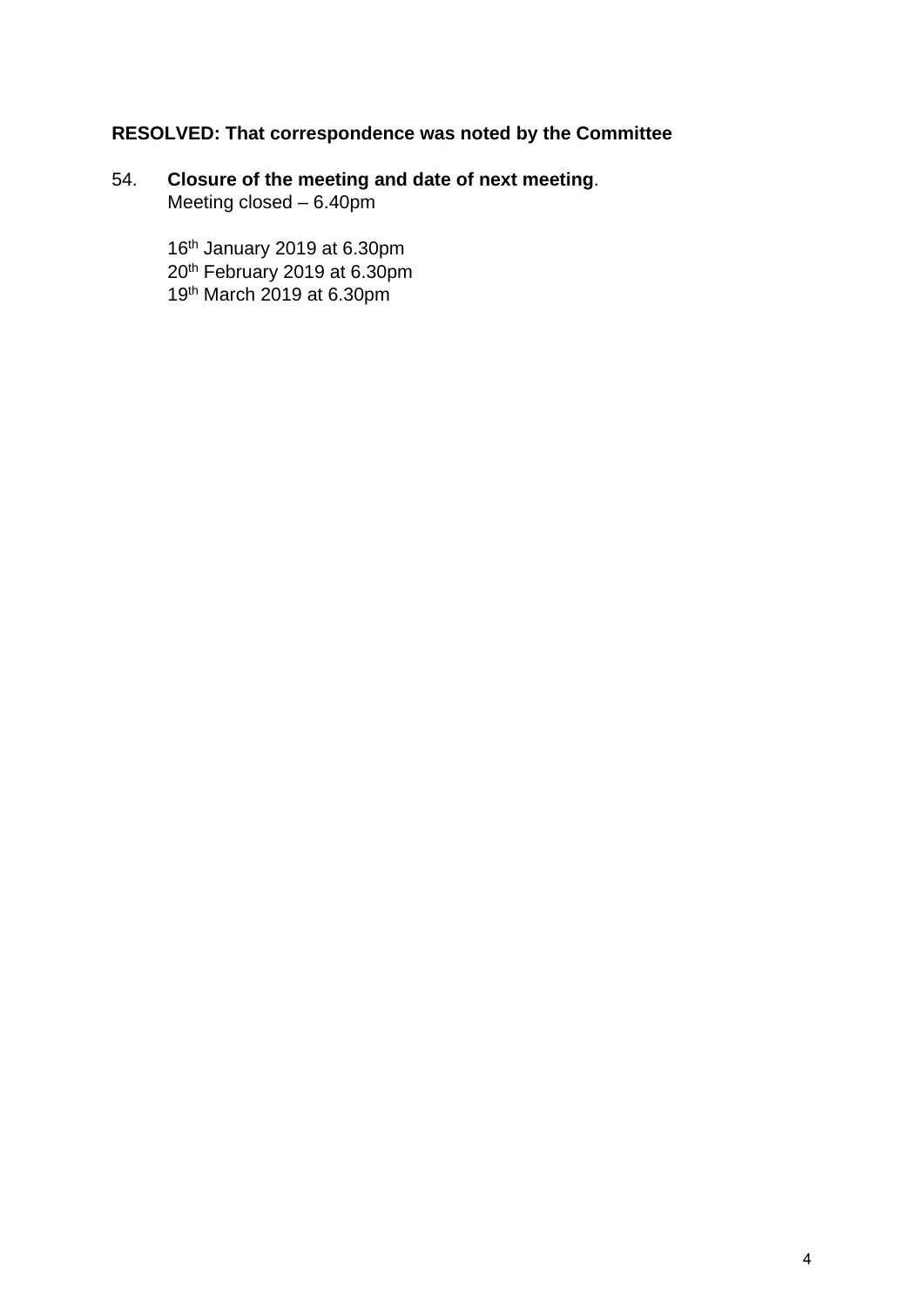**RESOLVED: That correspondence was noted by the Committee**

54. **Closure of the meeting and date of next meeting**.
    Meeting closed – 6.40pm

    16th January 2019 at 6.30pm
    20th February 2019 at 6.30pm
    19th March 2019 at 6.30pm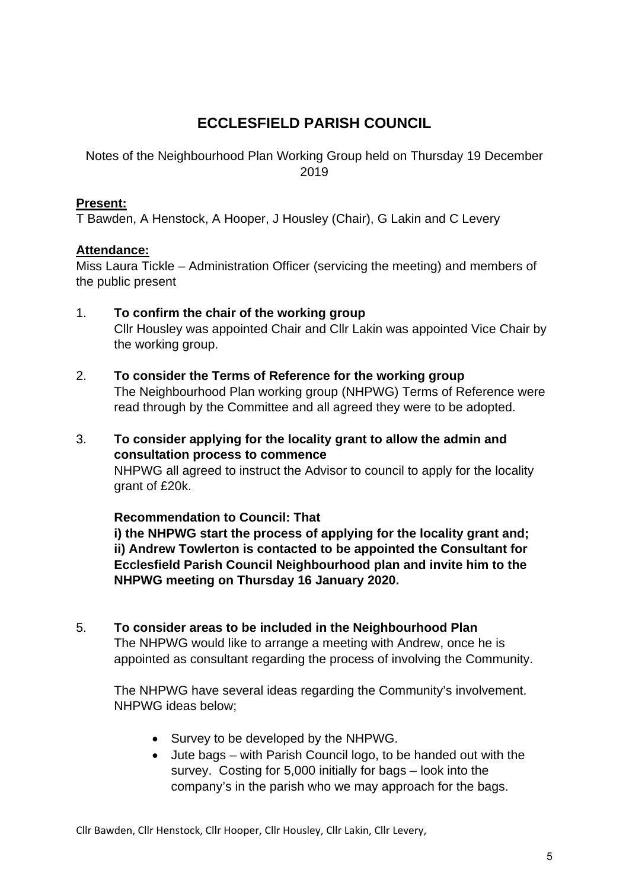# ECCLESFIELD PARISH COUNCIL

Notes of the Neighbourhood Plan Working Group held on Thursday 19 December 2019

**Present:**
T Bawden, A Henstock, A Hooper, J Housley (Chair), G Lakin and C Levery

**Attendance:**
Miss Laura Tickle – Administration Officer (servicing the meeting) and members of the public present

1. **To confirm the chair of the working group**
   Cllr Housley was appointed Chair and Cllr Lakin was appointed Vice Chair by the working group.

2. **To consider the Terms of Reference for the working group**
   The Neighbourhood Plan working group (NHPWG) Terms of Reference were read through by the Committee and all agreed they were to be adopted.

3. **To consider applying for the locality grant to allow the admin and consultation process to commence**
   NHPWG all agreed to instruct the Advisor to council to apply for the locality grant of £20k.

   **Recommendation to Council: That**
   **i) the NHPWG start the process of applying for the locality grant and;**
   **ii) Andrew Towlerton is contacted to be appointed the Consultant for Ecclesfield Parish Council Neighbourhood plan and invite him to the NHPWG meeting on Thursday 16 January 2020.**

5. **To consider areas to be included in the Neighbourhood Plan**
   The NHPWG would like to arrange a meeting with Andrew, once he is appointed as consultant regarding the process of involving the Community.

   The NHPWG have several ideas regarding the Community's involvement. NHPWG ideas below;

   - Survey to be developed by the NHPWG.
   - Jute bags – with Parish Council logo, to be handed out with the survey. Costing for 5,000 initially for bags – look into the company's in the parish who we may approach for the bags.

Cllr Bawden, Cllr Henstock, Cllr Hooper, Cllr Housley, Cllr Lakin, Cllr Levery,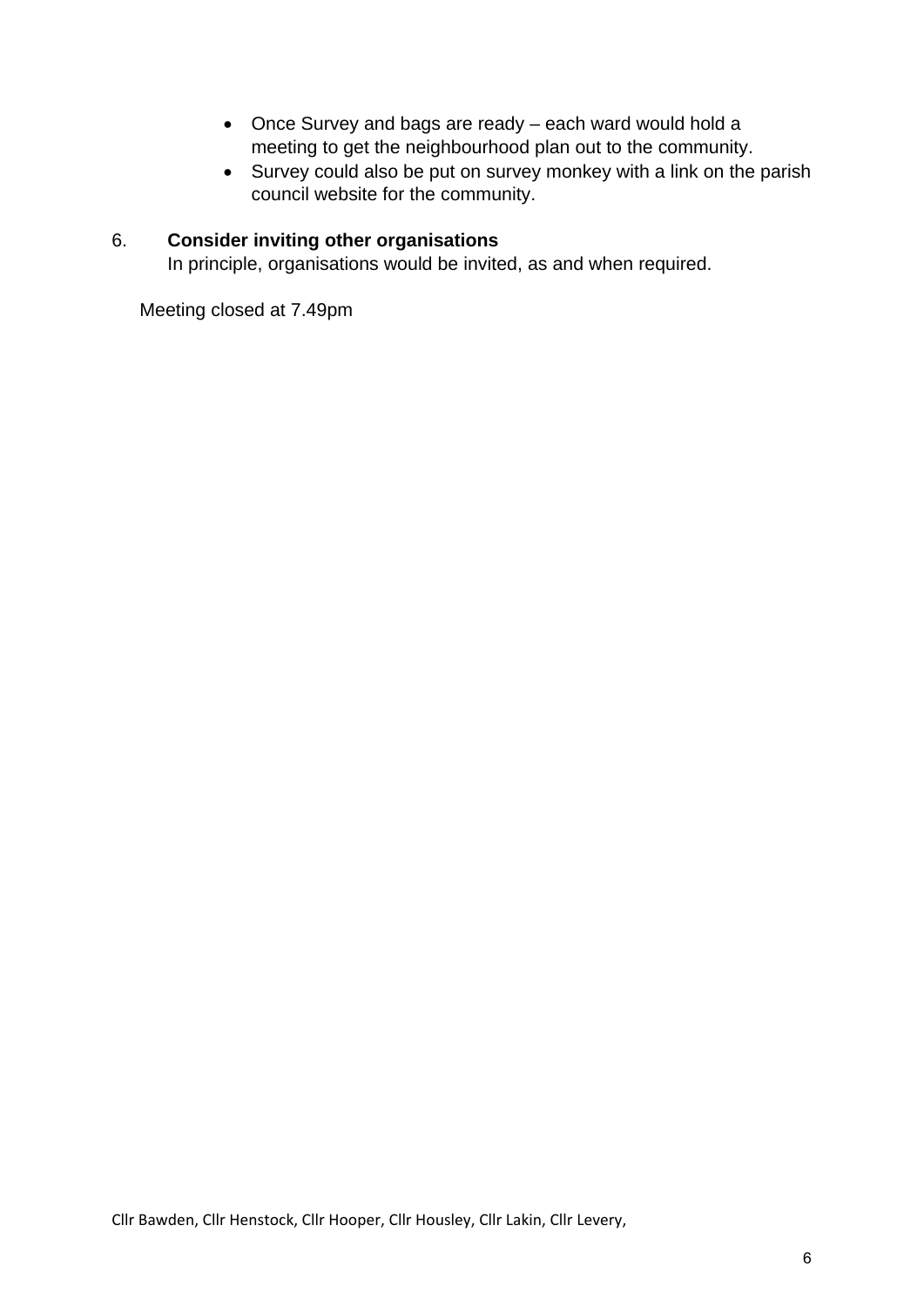- Once Survey and bags are ready – each ward would hold a meeting to get the neighbourhood plan out to the community.
- Survey could also be put on survey monkey with a link on the parish council website for the community.

6. **Consider inviting other organisations**
   In principle, organisations would be invited, as and when required.

Meeting closed at 7.49pm

Cllr Bawden, Cllr Henstock, Cllr Hooper, Cllr Housley, Cllr Lakin, Cllr Levery,